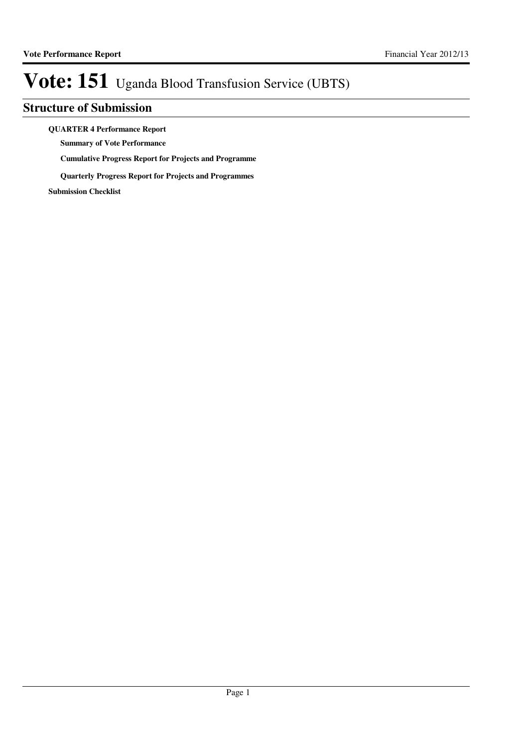# Vote: 151 Uganda Blood Transfusion Service (UBTS)

## Structure of Submission

**QUARTER 4 Performance Report**

- **Summary of Vote Performance**
- **Cumulative Progress Report for Projects and Programme**
- **Quarterly Progress Report for Projects and Programmes**

**Submission Checklist**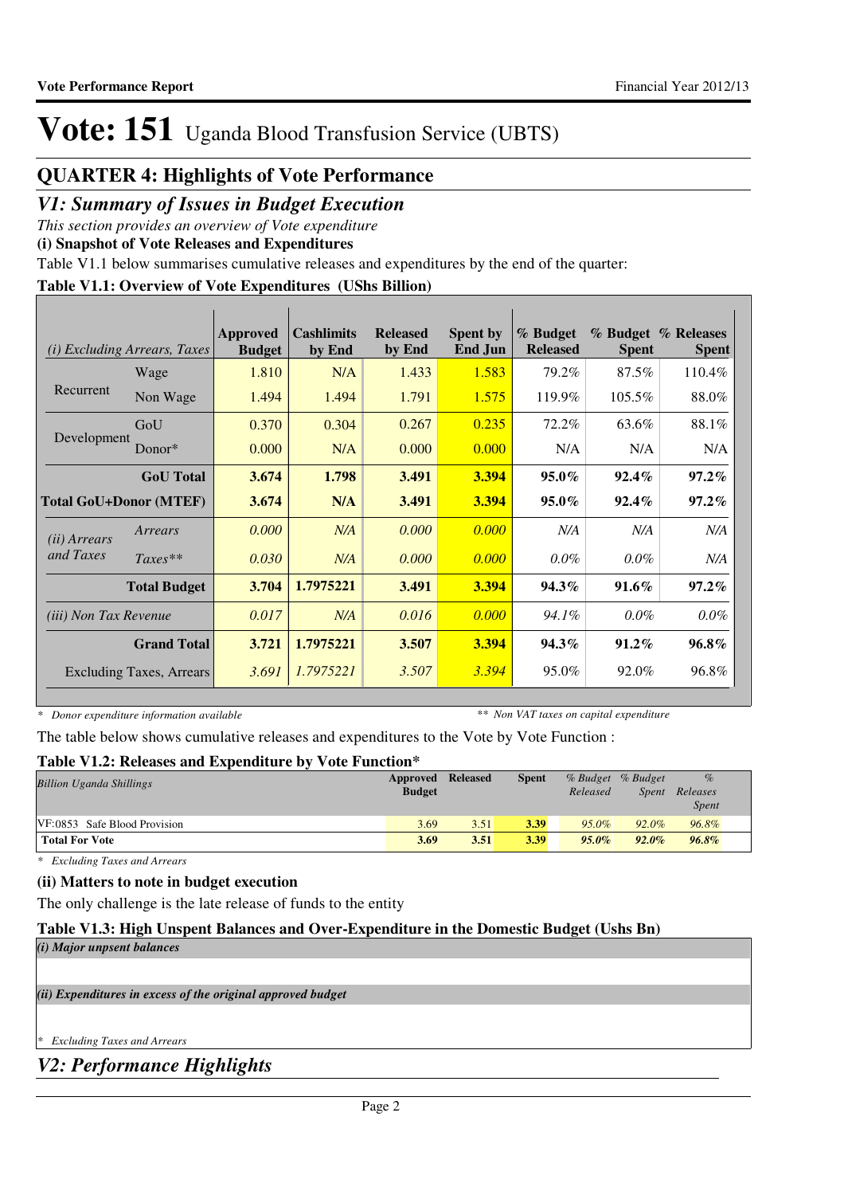# Vote: 151 Uganda Blood Transfusion Service (UBTS)

## QUARTER 4: Highlights of Vote Performance

## *V1: Summary of Issues in Budget Execution*

*This section provides an overview of Vote expenditure*

**(i) Snapshot of Vote Releases and Expenditures**

Table V1.1 below summarises cumulative releases and expenditures by the end of the quarter:

**Table V1.1: Overview of Vote Expenditures (UShs Billion)**

| *(i) Excluding Arrears, Taxes* | | Approved Budget | Cashlimits by End | Released by End | Spent by End Jun | % Budget Released | % Budget Spent | % Releases Spent |
|---|---|---|---|---|---|---|---|---|
| Recurrent | Wage | 1.810 | N/A | 1.433 | 1.583 | 79.2% | 87.5% | 110.4% |
| | Non Wage | 1.494 | 1.494 | 1.791 | 1.575 | 119.9% | 105.5% | 88.0% |
| Development | GoU | 0.370 | 0.304 | 0.267 | 0.235 | 72.2% | 63.6% | 88.1% |
| | Donor* | 0.000 | N/A | 0.000 | 0.000 | N/A | N/A | N/A |
| | **GoU Total** | **3.674** | **1.798** | **3.491** | **3.394** | **95.0%** | **92.4%** | **97.2%** |
| **Total GoU+Donor (MTEF)** | | **3.674** | **N/A** | **3.491** | **3.394** | **95.0%** | **92.4%** | **97.2%** |
| *(ii) Arrears and Taxes* | *Arrears* | *0.000* | *N/A* | *0.000* | *0.000* | *N/A* | *N/A* | *N/A* |
| | *Taxes*** | *0.030* | *N/A* | *0.000* | *0.000* | *0.0%* | *0.0%* | *N/A* |
| | **Total Budget** | **3.704** | **1.7975221** | **3.491** | **3.394** | **94.3%** | **91.6%** | **97.2%** |
| *(iii) Non Tax Revenue* | | *0.017* | *N/A* | *0.016* | *0.000* | *94.1%* | *0.0%* | *0.0%* |
| | **Grand Total** | **3.721** | **1.7975221** | **3.507** | **3.394** | **94.3%** | **91.2%** | **96.8%** |
| Excluding Taxes, Arrears | | *3.691* | *1.7975221* | *3.507* | *3.394* | 95.0% | 92.0% | 96.8% |

*\* Donor expenditure information available* &nbsp;&nbsp;&nbsp; *\*\* Non VAT taxes on capital expenditure*

The table below shows cumulative releases and expenditures to the Vote by Vote Function :

**Table V1.2: Releases and Expenditure by Vote Function***

| *Billion Uganda Shillings* | Approved Budget | Released | Spent | *% Budget Released* | *% Budget Spent* | *% Releases Spent* |
|---|---|---|---|---|---|---|
| VF:0853 Safe Blood Provision | 3.69 | 3.51 | **3.39** | *95.0%* | *92.0%* | *96.8%* |
| **Total For Vote** | **3.69** | **3.51** | **3.39** | ***95.0%*** | ***92.0%*** | ***96.8%*** |

*\* Excluding Taxes and Arrears*

**(ii) Matters to note in budget execution**

The only challenge is the late release of funds to the entity

**Table V1.3: High Unspent Balances and Over-Expenditure in the Domestic Budget (Ushs Bn)**

***(i) Major unpsent balances***

***(ii) Expenditures in excess of the original approved budget***

*\* Excluding Taxes and Arrears*

## *V2: Performance Highlights*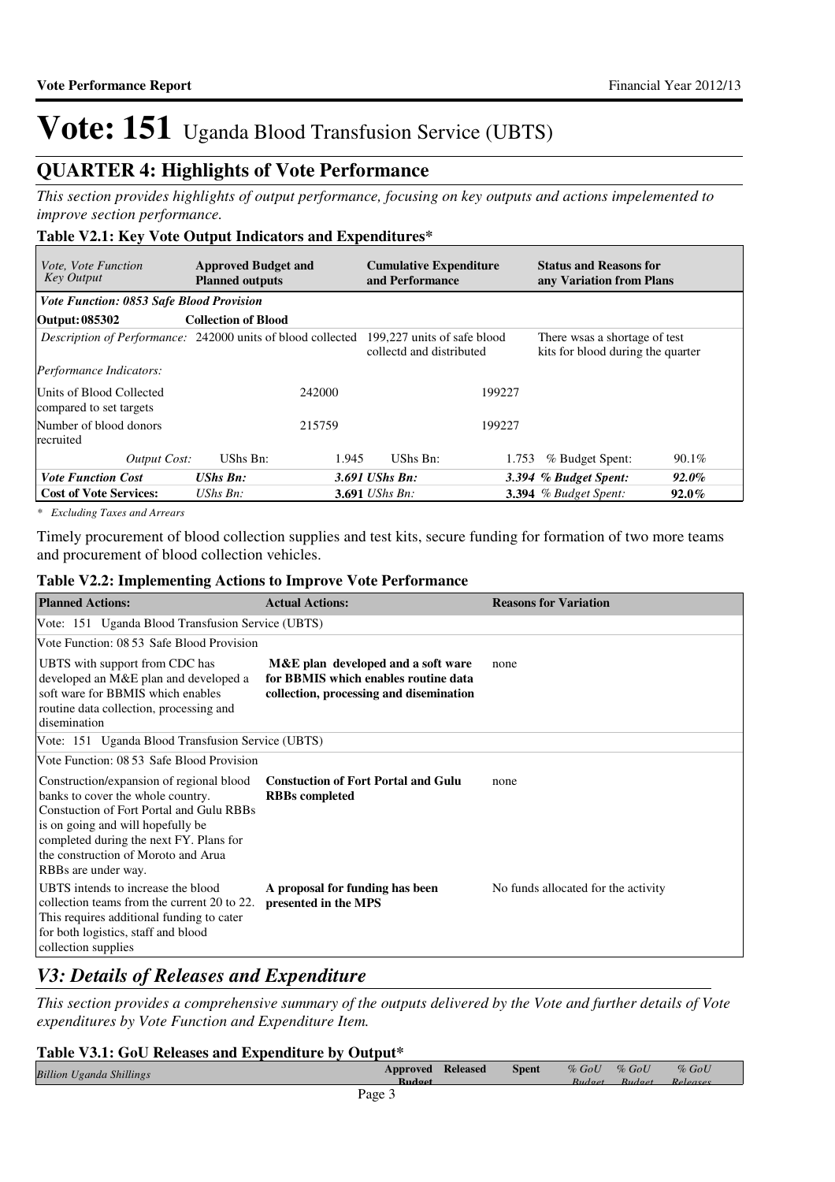# Vote: 151 Uganda Blood Transfusion Service (UBTS)

## QUARTER 4: Highlights of Vote Performance

*This section provides highlights of output performance, focusing on key outputs and actions impelemented to improve section performance.*

**Table V2.1: Key Vote Output Indicators and Expenditures***

| *Vote, Vote Function Key Output* | **Approved Budget and Planned outputs** | | **Cumulative Expenditure and Performance** | | **Status and Reasons for any Variation from Plans** | |
|---|---|---|---|---|---|---|
| ***Vote Function: 0853 Safe Blood Provision*** | | | | | | |
| **Output: 085302** | **Collection of Blood** | | | | | |
| *Description of Performance:* | 242000 units of blood collected | | 199,227 units of safe blood collectd and distributed | | There wsas a shortage of test kits for blood during the quarter | |
| *Performance Indicators:* | | | | | | |
| Units of Blood Collected compared to set targets | | 242000 | | 199227 | | |
| Number of blood donors recruited | | 215759 | | 199227 | | |
| *Output Cost:* | UShs Bn: | 1.945 | UShs Bn: | 1.753 | % Budget Spent: | 90.1% |
| ***Vote Function Cost*** | ***UShs Bn:*** | ***3.691*** | ***UShs Bn:*** | ***3.394*** | ***% Budget Spent:*** | ***92.0%*** |
| **Cost of Vote Services:** | *UShs Bn:* | **3.691** | *UShs Bn:* | **3.394** | *% Budget Spent:* | **92.0%** |

*\* Excluding Taxes and Arrears*

Timely procurement of blood collection supplies and test kits, secure funding for formation of two more teams and procurement of blood collection vehicles.

**Table V2.2: Implementing Actions to Improve Vote Performance**

| **Planned Actions:** | **Actual Actions:** | **Reasons for Variation** |
|---|---|---|
| Vote: 151 Uganda Blood Transfusion Service (UBTS) | | |
| Vote Function: 08 53 Safe Blood Provision | | |
| UBTS with support from CDC has developed an M&E plan and developed a soft ware for BBMIS which enables routine data collection, processing and disemination | **M&E plan developed and a soft ware for BBMIS which enables routine data collection, processing and disemination** | none |
| Vote: 151 Uganda Blood Transfusion Service (UBTS) | | |
| Vote Function: 08 53 Safe Blood Provision | | |
| Construction/expansion of regional blood banks to cover the whole country. Constuction of Fort Portal and Gulu RBBs is on going and will hopefully be completed during the next FY. Plans for the construction of Moroto and Arua RBBs are under way. | **Constuction of Fort Portal and Gulu RBBs completed** | none |
| UBTS intends to increase the blood collection teams from the current 20 to 22. This requires additional funding to cater for both logistics, staff and blood collection supplies | **A proposal for funding has been presented in the MPS** | No funds allocated for the activity |

## *V3: Details of Releases and Expenditure*

*This section provides a comprehensive summary of the outputs delivered by the Vote and further details of Vote expenditures by Vote Function and Expenditure Item.*

**Table V3.1: GoU Releases and Expenditure by Output***

| *Billion Uganda Shillings* | **Approved Budget** | **Released** | **Spent** | *% GoU Budget* | *% GoU Budget* | *% GoU Releases* |
|---|---|---|---|---|---|---|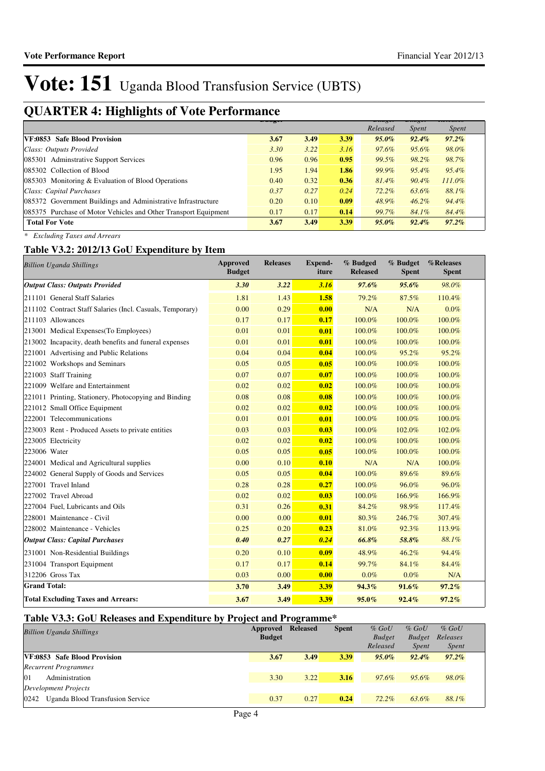# Vote: 151 Uganda Blood Transfusion Service (UBTS)

## QUARTER 4: Highlights of Vote Performance

| | Budget | | | Budget Released | Budget Spent | Releases Spent |
|---|---|---|---|---|---|---|
| **VF:0853 Safe Blood Provision** | **3.67** | **3.49** | **3.39** | ***95.0%*** | ***92.4%*** | ***97.2%*** |
| *Class: Outputs Provided* | *3.30* | *3.22* | *3.16* | *97.6%* | *95.6%* | *98.0%* |
| 085301 Adminstrative Support Services | 0.96 | 0.96 | **0.95** | *99.5%* | *98.2%* | *98.7%* |
| 085302 Collection of Blood | 1.95 | 1.94 | **1.86** | *99.9%* | *95.4%* | *95.4%* |
| 085303 Monitoring & Evaluation of Blood Operations | 0.40 | 0.32 | **0.36** | *81.4%* | *90.4%* | *111.0%* |
| *Class: Capital Purchases* | *0.37* | *0.27* | *0.24* | *72.2%* | *63.6%* | *88.1%* |
| 085372 Government Buildings and Administrative Infrastructure | 0.20 | 0.10 | **0.09** | *48.9%* | *46.2%* | *94.4%* |
| 085375 Purchase of Motor Vehicles and Other Transport Equipment | 0.17 | 0.17 | **0.14** | *99.7%* | *84.1%* | *84.4%* |
| **Total For Vote** | **3.67** | **3.49** | **3.39** | ***95.0%*** | ***92.4%*** | ***97.2%*** |

*\* Excluding Taxes and Arrears*

### Table V3.2: 2012/13 GoU Expenditure by Item

| *Billion Uganda Shillings* | Approved Budget | Releases | Expend-iture | % Budged Released | % Budget Spent | %Releases Spent |
|---|---|---|---|---|---|---|
| ***Output Class: Outputs Provided*** | ***3.30*** | ***3.22*** | ***3.16*** | ***97.6%*** | ***95.6%*** | *98.0%* |
| 211101 General Staff Salaries | 1.81 | 1.43 | **1.58** | 79.2% | 87.5% | 110.4% |
| 211102 Contract Staff Salaries (Incl. Casuals, Temporary) | 0.00 | 0.29 | **0.00** | N/A | N/A | 0.0% |
| 211103 Allowances | 0.17 | 0.17 | **0.17** | 100.0% | 100.0% | 100.0% |
| 213001 Medical Expenses(To Employees) | 0.01 | 0.01 | **0.01** | 100.0% | 100.0% | 100.0% |
| 213002 Incapacity, death benefits and funeral expenses | 0.01 | 0.01 | **0.01** | 100.0% | 100.0% | 100.0% |
| 221001 Advertising and Public Relations | 0.04 | 0.04 | **0.04** | 100.0% | 95.2% | 95.2% |
| 221002 Workshops and Seminars | 0.05 | 0.05 | **0.05** | 100.0% | 100.0% | 100.0% |
| 221003 Staff Training | 0.07 | 0.07 | **0.07** | 100.0% | 100.0% | 100.0% |
| 221009 Welfare and Entertainment | 0.02 | 0.02 | **0.02** | 100.0% | 100.0% | 100.0% |
| 221011 Printing, Stationery, Photocopying and Binding | 0.08 | 0.08 | **0.08** | 100.0% | 100.0% | 100.0% |
| 221012 Small Office Equipment | 0.02 | 0.02 | **0.02** | 100.0% | 100.0% | 100.0% |
| 222001 Telecommunications | 0.01 | 0.01 | **0.01** | 100.0% | 100.0% | 100.0% |
| 223003 Rent - Produced Assets to private entities | 0.03 | 0.03 | **0.03** | 100.0% | 102.0% | 102.0% |
| 223005 Electricity | 0.02 | 0.02 | **0.02** | 100.0% | 100.0% | 100.0% |
| 223006 Water | 0.05 | 0.05 | **0.05** | 100.0% | 100.0% | 100.0% |
| 224001 Medical and Agricultural supplies | 0.00 | 0.10 | **0.10** | N/A | N/A | 100.0% |
| 224002 General Supply of Goods and Services | 0.05 | 0.05 | **0.04** | 100.0% | 89.6% | 89.6% |
| 227001 Travel Inland | 0.28 | 0.28 | **0.27** | 100.0% | 96.0% | 96.0% |
| 227002 Travel Abroad | 0.02 | 0.02 | **0.03** | 100.0% | 166.9% | 166.9% |
| 227004 Fuel, Lubricants and Oils | 0.31 | 0.26 | **0.31** | 84.2% | 98.9% | 117.4% |
| 228001 Maintenance - Civil | 0.00 | 0.00 | **0.01** | 80.3% | 246.7% | 307.4% |
| 228002 Maintenance - Vehicles | 0.25 | 0.20 | **0.23** | 81.0% | 92.3% | 113.9% |
| ***Output Class: Capital Purchases*** | ***0.40*** | ***0.27*** | ***0.24*** | ***66.8%*** | ***58.8%*** | *88.1%* |
| 231001 Non-Residential Buildings | 0.20 | 0.10 | **0.09** | 48.9% | 46.2% | 94.4% |
| 231004 Transport Equipment | 0.17 | 0.17 | **0.14** | 99.7% | 84.1% | 84.4% |
| 312206 Gross Tax | 0.03 | 0.00 | **0.00** | 0.0% | 0.0% | N/A |
| **Grand Total:** | **3.70** | **3.49** | **3.39** | **94.3%** | **91.6%** | **97.2%** |
| **Total Excluding Taxes and Arrears:** | **3.67** | **3.49** | **3.39** | **95.0%** | **92.4%** | **97.2%** |

### Table V3.3: GoU Releases and Expenditure by Project and Programme*

| *Billion Uganda Shillings* | Approved Budget | Released | Spent | *% GoU Budget Released* | *% GoU Budget Spent* | *% GoU Releases Spent* |
|---|---|---|---|---|---|---|
| **VF:0853 Safe Blood Provision** | **3.67** | **3.49** | **3.39** | ***95.0%*** | ***92.4%*** | ***97.2%*** |
| *Recurrent Programmes* | | | | | | |
| 01 Administration | 3.30 | 3.22 | **3.16** | *97.6%* | *95.6%* | *98.0%* |
| *Development Projects* | | | | | | |
| 0242 Uganda Blood Transfusion Service | 0.37 | 0.27 | **0.24** | *72.2%* | *63.6%* | *88.1%* |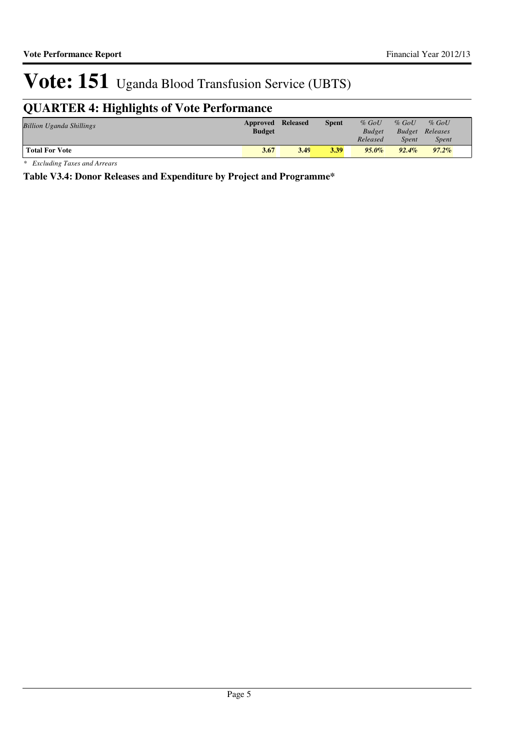# Vote: 151 Uganda Blood Transfusion Service (UBTS)

## QUARTER 4: Highlights of Vote Performance

| *Billion Uganda Shillings* | Approved Budget | Released | Spent | *% GoU Budget Released* | *% GoU Budget Spent* | *% GoU Releases Spent* |
|---|---|---|---|---|---|---|
| **Total For Vote** | **3.67** | **3.49** | **3.39** | ***95.0%*** | ***92.4%*** | ***97.2%*** |

*\* Excluding Taxes and Arrears*

**Table V3.4: Donor Releases and Expenditure by Project and Programme***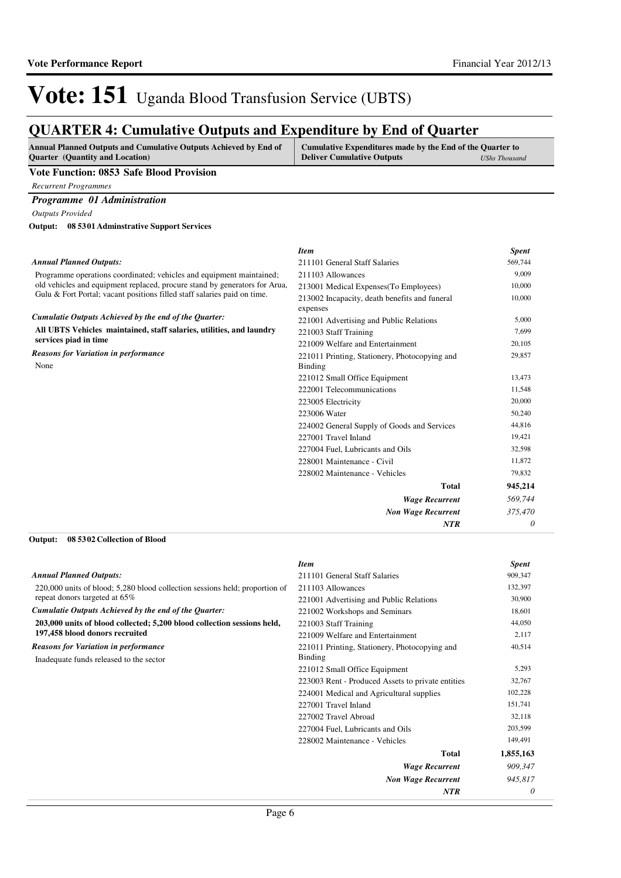# Vote: 151 Uganda Blood Transfusion Service (UBTS)

## QUARTER 4: Cumulative Outputs and Expenditure by End of Quarter

| Annual Planned Outputs and Cumulative Outputs Achieved by End of Quarter (Quantity and Location) | Cumulative Expenditures made by the End of the Quarter to Deliver Cumulative Outputs *UShs Thousand* |
|---|---|

### Vote Function: 0853 Safe Blood Provision

*Recurrent Programmes*

### *Programme 01 Administration*

*Outputs Provided*

**Output: 08 5301 Adminstrative Support Services**

*Annual Planned Outputs:*

Programme operations coordinated; vehicles and equipment maintained; old vehicles and equipment replaced, procure stand by generators for Arua, Gulu & Fort Portal; vacant positions filled staff salaries paid on time.

*Cumulatie Outputs Achieved by the end of the Quarter:*

**All UBTS Vehicles maintained, staff salaries, utilities, and laundry services piad in time**

*Reasons for Variation in performance*

None

| *Item* | *Spent* |
|---|---|
| 211101 General Staff Salaries | 569,744 |
| 211103 Allowances | 9,009 |
| 213001 Medical Expenses(To Employees) | 10,000 |
| 213002 Incapacity, death benefits and funeral expenses | 10,000 |
| 221001 Advertising and Public Relations | 5,000 |
| 221003 Staff Training | 7,699 |
| 221009 Welfare and Entertainment | 20,105 |
| 221011 Printing, Stationery, Photocopying and Binding | 29,857 |
| 221012 Small Office Equipment | 13,473 |
| 222001 Telecommunications | 11,548 |
| 223005 Electricity | 20,000 |
| 223006 Water | 50,240 |
| 224002 General Supply of Goods and Services | 44,816 |
| 227001 Travel Inland | 19,421 |
| 227004 Fuel, Lubricants and Oils | 32,598 |
| 228001 Maintenance - Civil | 11,872 |
| 228002 Maintenance - Vehicles | 79,832 |
| **Total** | **945,214** |
| ***Wage Recurrent*** | *569,744* |
| ***Non Wage Recurrent*** | *375,470* |
| ***NTR*** | *0* |

**Output: 08 5302 Collection of Blood**

*Annual Planned Outputs:*

220,000 units of blood; 5,280 blood collection sessions held; proportion of repeat donors targeted at 65%

*Cumulatie Outputs Achieved by the end of the Quarter:*

**203,000 units of blood collected; 5,200 blood collection sessions held, 197,458 blood donors recruited**

*Reasons for Variation in performance*

Inadequate funds released to the sector

| *Item* | *Spent* |
|---|---|
| 211101 General Staff Salaries | 909,347 |
| 211103 Allowances | 132,397 |
| 221001 Advertising and Public Relations | 30,900 |
| 221002 Workshops and Seminars | 18,601 |
| 221003 Staff Training | 44,050 |
| 221009 Welfare and Entertainment | 2,117 |
| 221011 Printing, Stationery, Photocopying and Binding | 40,514 |
| 221012 Small Office Equipment | 5,293 |
| 223003 Rent - Produced Assets to private entities | 32,767 |
| 224001 Medical and Agricultural supplies | 102,228 |
| 227001 Travel Inland | 151,741 |
| 227002 Travel Abroad | 32,118 |
| 227004 Fuel, Lubricants and Oils | 203,599 |
| 228002 Maintenance - Vehicles | 149,491 |
| **Total** | **1,855,163** |
| ***Wage Recurrent*** | *909,347* |
| ***Non Wage Recurrent*** | *945,817* |
| ***NTR*** | *0* |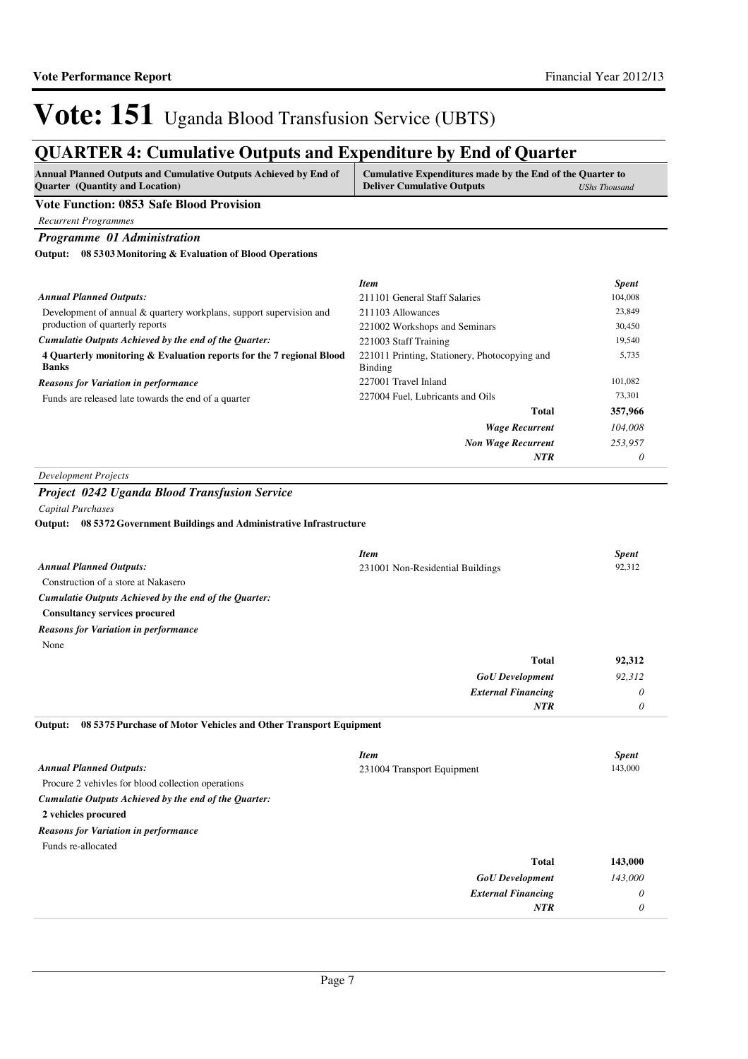# Vote: 151 Uganda Blood Transfusion Service (UBTS)

## QUARTER 4: Cumulative Outputs and Expenditure by End of Quarter

| Annual Planned Outputs and Cumulative Outputs Achieved by End of Quarter (Quantity and Location) | Cumulative Expenditures made by the End of the Quarter to Deliver Cumulative Outputs | *UShs Thousand* |
|---|---|---|

### Vote Function: 0853 Safe Blood Provision

*Recurrent Programmes*

#### *Programme 01 Administration*

**Output: 08 5303 Monitoring & Evaluation of Blood Operations**

| | *Item* | *Spent* |
|---|---|---|
| ***Annual Planned Outputs:*** | 211101 General Staff Salaries | 104,008 |
| Development of annual & quartery workplans, support supervision and production of quarterly reports | 211103 Allowances | 23,849 |
| | 221002 Workshops and Seminars | 30,450 |
| ***Cumulatie Outputs Achieved by the end of the Quarter:*** | 221003 Staff Training | 19,540 |
| **4 Quarterly monitoring & Evaluation reports for the 7 regional Blood Banks** | 221011 Printing, Stationery, Photocopying and Binding | 5,735 |
| ***Reasons for Variation in performance*** | 227001 Travel Inland | 101,082 |
| Funds are released late towards the end of a quarter | 227004 Fuel, Lubricants and Oils | 73,301 |
| | **Total** | **357,966** |
| | ***Wage Recurrent*** | *104,008* |
| | ***Non Wage Recurrent*** | *253,957* |
| | ***NTR*** | *0* |

*Development Projects*

#### *Project 0242 Uganda Blood Transfusion Service*

*Capital Purchases*

**Output: 08 5372 Government Buildings and Administrative Infrastructure**

| | *Item* | *Spent* |
|---|---|---|
| ***Annual Planned Outputs:*** | 231001 Non-Residential Buildings | 92,312 |
| Construction of a store at Nakasero | | |
| ***Cumulatie Outputs Achieved by the end of the Quarter:*** | | |
| **Consultancy services procured** | | |
| ***Reasons for Variation in performance*** | | |
| None | | |
| | **Total** | **92,312** |
| | ***GoU Development*** | *92,312* |
| | ***External Financing*** | *0* |
| | ***NTR*** | *0* |

**Output: 08 5375 Purchase of Motor Vehicles and Other Transport Equipment**

| | *Item* | *Spent* |
|---|---|---|
| ***Annual Planned Outputs:*** | 231004 Transport Equipment | 143,000 |
| Procure 2 vehivles for blood collection operations | | |
| ***Cumulatie Outputs Achieved by the end of the Quarter:*** | | |
| **2 vehicles procured** | | |
| ***Reasons for Variation in performance*** | | |
| Funds re-allocated | | |
| | **Total** | **143,000** |
| | ***GoU Development*** | *143,000* |
| | ***External Financing*** | *0* |
| | ***NTR*** | *0* |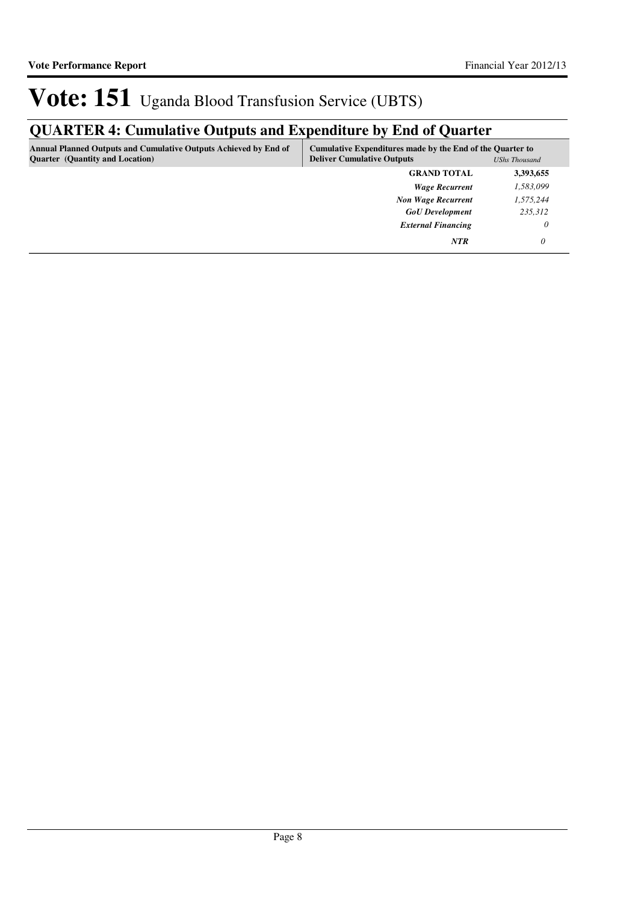# Vote: 151 Uganda Blood Transfusion Service (UBTS)

## QUARTER 4: Cumulative Outputs and Expenditure by End of Quarter

| Annual Planned Outputs and Cumulative Outputs Achieved by End of Quarter (Quantity and Location) | Cumulative Expenditures made by the End of the Quarter to Deliver Cumulative Outputs | *UShs Thousand* |
|---|---|---|
| | **GRAND TOTAL** | **3,393,655** |
| | ***Wage Recurrent*** | *1,583,099* |
| | ***Non Wage Recurrent*** | *1,575,244* |
| | ***GoU Development*** | *235,312* |
| | ***External Financing*** | *0* |
| | ***NTR*** | *0* |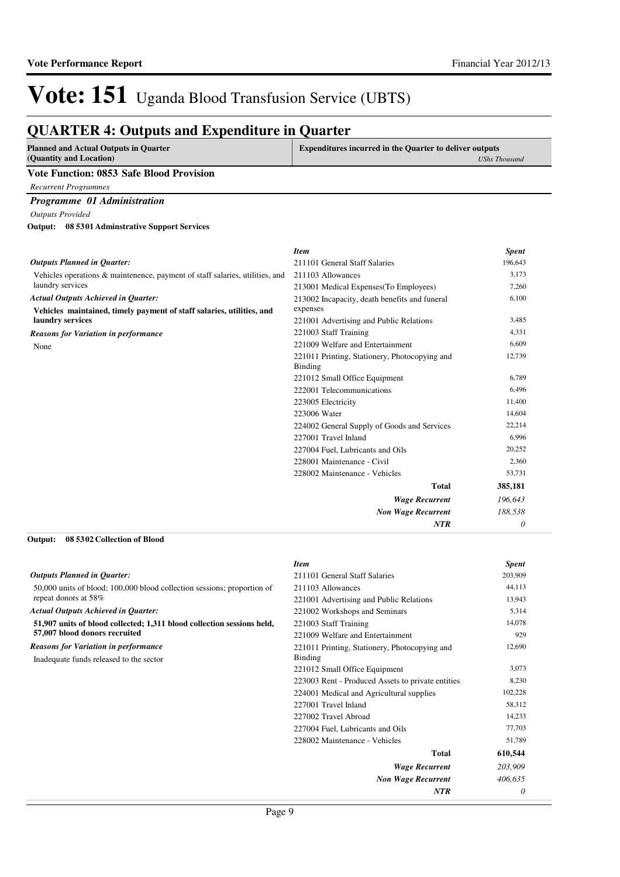# Vote: 151 Uganda Blood Transfusion Service (UBTS)

## QUARTER 4: Outputs and Expenditure in Quarter

| Planned and Actual Outputs in Quarter (Quantity and Location) | Expenditures incurred in the Quarter to deliver outputs *UShs Thousand* |
|---|---|

### Vote Function: 0853 Safe Blood Provision

*Recurrent Programmes*

#### *Programme 01 Administration*

*Outputs Provided*

**Output: 08 5301 Adminstrative Support Services**

*Outputs Planned in Quarter:*

Vehicles operations & maintenence, payment of staff salaries, utilities, and laundry services

*Actual Outputs Achieved in Quarter:*

**Vehicles maintained, timely payment of staff salaries, utilities, and laundry services**

*Reasons for Variation in performance*

None

| *Item* | *Spent* |
|---|---|
| 211101 General Staff Salaries | 196,643 |
| 211103 Allowances | 3,173 |
| 213001 Medical Expenses(To Employees) | 7,260 |
| 213002 Incapacity, death benefits and funeral expenses | 6,100 |
| 221001 Advertising and Public Relations | 3,485 |
| 221003 Staff Training | 4,331 |
| 221009 Welfare and Entertainment | 6,609 |
| 221011 Printing, Stationery, Photocopying and Binding | 12,739 |
| 221012 Small Office Equipment | 6,789 |
| 222001 Telecommunications | 6,496 |
| 223005 Electricity | 11,400 |
| 223006 Water | 14,604 |
| 224002 General Supply of Goods and Services | 22,214 |
| 227001 Travel Inland | 6,996 |
| 227004 Fuel, Lubricants and Oils | 20,252 |
| 228001 Maintenance - Civil | 2,360 |
| 228002 Maintenance - Vehicles | 53,731 |
| **Total** | **385,181** |
| ***Wage Recurrent*** | *196,643* |
| ***Non Wage Recurrent*** | *188,538* |
| ***NTR*** | *0* |

**Output: 08 5302 Collection of Blood**

*Outputs Planned in Quarter:*

50,000 units of blood; 100,000 blood collection sessions; proportion of repeat donors at 58%

*Actual Outputs Achieved in Quarter:*

**51,907 units of blood collected; 1,311 blood collection sessions held, 57,007 blood donors recruited**

*Reasons for Variation in performance*

Inadequate funds released to the sector

| *Item* | *Spent* |
|---|---|
| 211101 General Staff Salaries | 203,909 |
| 211103 Allowances | 44,113 |
| 221001 Advertising and Public Relations | 13,943 |
| 221002 Workshops and Seminars | 5,314 |
| 221003 Staff Training | 14,078 |
| 221009 Welfare and Entertainment | 929 |
| 221011 Printing, Stationery, Photocopying and Binding | 12,690 |
| 221012 Small Office Equipment | 3,073 |
| 223003 Rent - Produced Assets to private entities | 8,230 |
| 224001 Medical and Agricultural supplies | 102,228 |
| 227001 Travel Inland | 58,312 |
| 227002 Travel Abroad | 14,233 |
| 227004 Fuel, Lubricants and Oils | 77,703 |
| 228002 Maintenance - Vehicles | 51,789 |
| **Total** | **610,544** |
| ***Wage Recurrent*** | *203,909* |
| ***Non Wage Recurrent*** | *406,635* |
| ***NTR*** | *0* |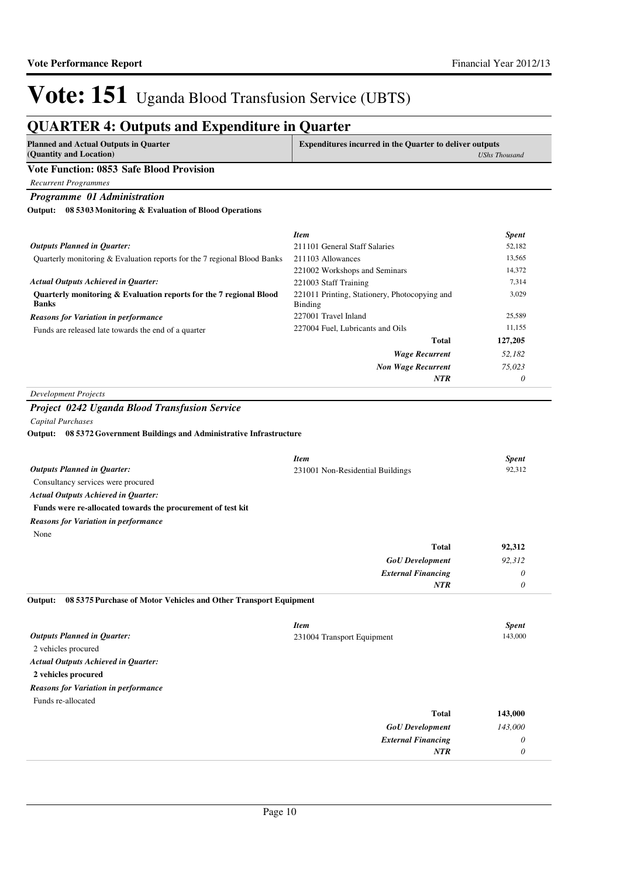# Vote: 151 Uganda Blood Transfusion Service (UBTS)

## QUARTER 4: Outputs and Expenditure in Quarter

| Planned and Actual Outputs in Quarter (Quantity and Location) | Expenditures incurred in the Quarter to deliver outputs *UShs Thousand* |
|---|---|

### Vote Function: 0853 Safe Blood Provision

*Recurrent Programmes*

#### *Programme 01 Administration*

**Output: 08 5303 Monitoring & Evaluation of Blood Operations**

*Outputs Planned in Quarter:*

Quarterly monitoring & Evaluation reports for the 7 regional Blood Banks

*Actual Outputs Achieved in Quarter:*

**Quarterly monitoring & Evaluation reports for the 7 regional Blood Banks**

*Reasons for Variation in performance*

Funds are released late towards the end of a quarter

| *Item* | *Spent* |
|---|---|
| 211101 General Staff Salaries | 52,182 |
| 211103 Allowances | 13,565 |
| 221002 Workshops and Seminars | 14,372 |
| 221003 Staff Training | 7,314 |
| 221011 Printing, Stationery, Photocopying and Binding | 3,029 |
| 227001 Travel Inland | 25,589 |
| 227004 Fuel, Lubricants and Oils | 11,155 |
| **Total** | **127,205** |
| ***Wage Recurrent*** | *52,182* |
| ***Non Wage Recurrent*** | *75,023* |
| ***NTR*** | *0* |

*Development Projects*

#### *Project 0242 Uganda Blood Transfusion Service*

*Capital Purchases*

**Output: 08 5372 Government Buildings and Administrative Infrastructure**

*Outputs Planned in Quarter:*

Consultancy services were procured

*Actual Outputs Achieved in Quarter:*

**Funds were re-allocated towards the procurement of test kit**

*Reasons for Variation in performance*

None

| *Item* | *Spent* |
|---|---|
| 231001 Non-Residential Buildings | 92,312 |
| **Total** | **92,312** |
| ***GoU Development*** | *92,312* |
| ***External Financing*** | *0* |
| ***NTR*** | *0* |

**Output: 08 5375 Purchase of Motor Vehicles and Other Transport Equipment**

*Outputs Planned in Quarter:*

2 vehicles procured

*Actual Outputs Achieved in Quarter:*

**2 vehicles procured**

*Reasons for Variation in performance*

Funds re-allocated

| *Item* | *Spent* |
|---|---|
| 231004 Transport Equipment | 143,000 |
| **Total** | **143,000** |
| ***GoU Development*** | *143,000* |
| ***External Financing*** | *0* |
| ***NTR*** | *0* |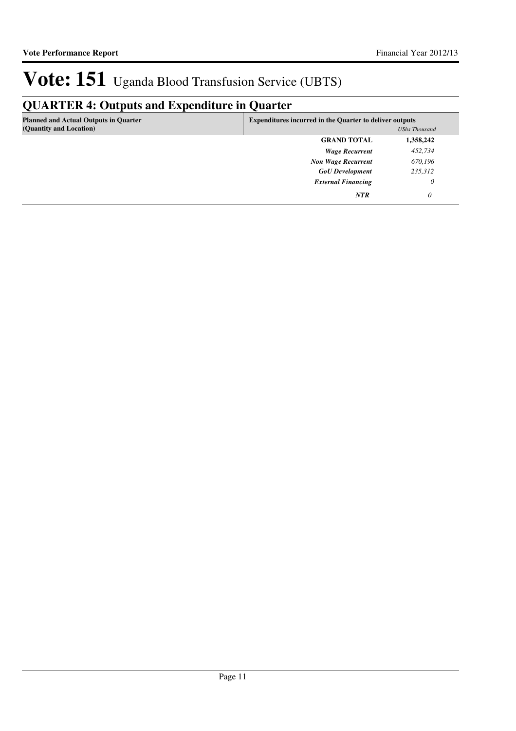# Vote: 151 Uganda Blood Transfusion Service (UBTS)

## QUARTER 4: Outputs and Expenditure in Quarter

| Planned and Actual Outputs in Quarter (Quantity and Location) | Expenditures incurred in the Quarter to deliver outputs | *UShs Thousand* |
|---|---|---|
| | **GRAND TOTAL** | **1,358,242** |
| | ***Wage Recurrent*** | *452,734* |
| | ***Non Wage Recurrent*** | *670,196* |
| | ***GoU Development*** | *235,312* |
| | ***External Financing*** | *0* |
| | ***NTR*** | *0* |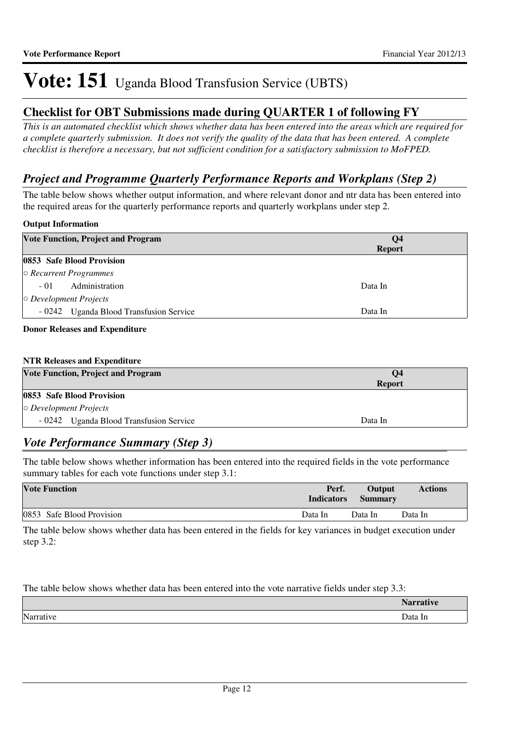# Vote: 151 Uganda Blood Transfusion Service (UBTS)

## Checklist for OBT Submissions made during QUARTER 1 of following FY

*This is an automated checklist which shows whether data has been entered into the areas which are required for a complete quarterly submission. It does not verify the quality of the data that has been entered. A complete checklist is therefore a necessary, but not sufficient condition for a satisfactory submission to MoFPED.*

## *Project and Programme Quarterly Performance Reports and Workplans (Step 2)*

The table below shows whether output information, and where relevant donor and ntr data has been entered into the required areas for the quarterly performance reports and quarterly workplans under step 2.

**Output Information**

| Vote Function, Project and Program | Q4 Report |
|---|---|
| **0853 Safe Blood Provision** | |
| ○ *Recurrent Programmes* | |
| - 01 Administration | Data In |
| ○ *Development Projects* | |
| - 0242 Uganda Blood Transfusion Service | Data In |

**Donor Releases and Expenditure**

**NTR Releases and Expenditure**

| Vote Function, Project and Program | Q4 Report |
|---|---|
| **0853 Safe Blood Provision** | |
| ○ *Development Projects* | |
| - 0242 Uganda Blood Transfusion Service | Data In |

## *Vote Performance Summary (Step 3)*

The table below shows whether information has been entered into the required fields in the vote performance summary tables for each vote functions under step 3.1:

| Vote Function | Perf. Indicators | Output Summary | Actions |
|---|---|---|---|
| 0853 Safe Blood Provision | Data In | Data In | Data In |

The table below shows whether data has been entered in the fields for key variances in budget execution under step 3.2:

The table below shows whether data has been entered into the vote narrative fields under step 3.3:

| | Narrative |
|---|---|
| Narrative | Data In |